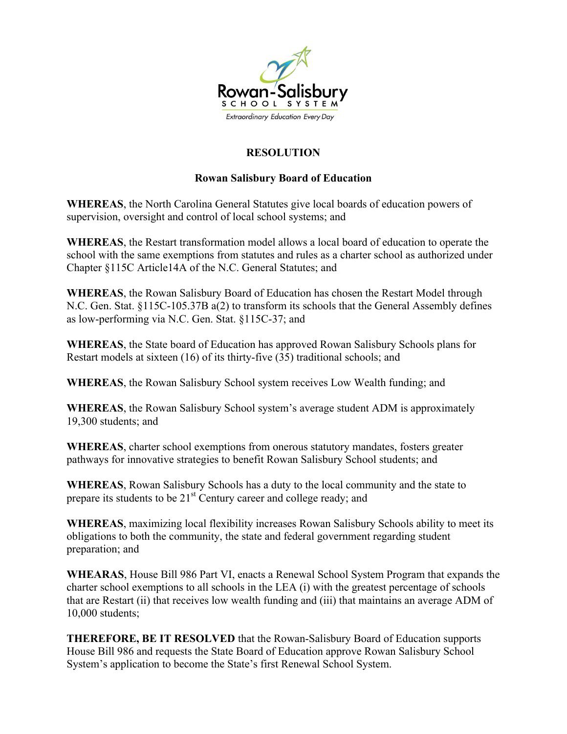Rowan-Salisbury
SCHOOL SYSTEM
*Extraordinary Education Every Day*

# RESOLUTION

## Rowan Salisbury Board of Education

**WHEREAS**, the North Carolina General Statutes give local boards of education powers of supervision, oversight and control of local school systems; and

**WHEREAS**, the Restart transformation model allows a local board of education to operate the school with the same exemptions from statutes and rules as a charter school as authorized under Chapter §115C Article14A of the N.C. General Statutes; and

**WHEREAS**, the Rowan Salisbury Board of Education has chosen the Restart Model through N.C. Gen. Stat. §115C-105.37B a(2) to transform its schools that the General Assembly defines as low-performing via N.C. Gen. Stat. §115C-37; and

**WHEREAS**, the State board of Education has approved Rowan Salisbury Schools plans for Restart models at sixteen (16) of its thirty-five (35) traditional schools; and

**WHEREAS**, the Rowan Salisbury School system receives Low Wealth funding; and

**WHEREAS**, the Rowan Salisbury School system's average student ADM is approximately 19,300 students; and

**WHEREAS**, charter school exemptions from onerous statutory mandates, fosters greater pathways for innovative strategies to benefit Rowan Salisbury School students; and

**WHEREAS**, Rowan Salisbury Schools has a duty to the local community and the state to prepare its students to be 21st Century career and college ready; and

**WHEREAS**, maximizing local flexibility increases Rowan Salisbury Schools ability to meet its obligations to both the community, the state and federal government regarding student preparation; and

**WHEARAS**, House Bill 986 Part VI, enacts a Renewal School System Program that expands the charter school exemptions to all schools in the LEA (i) with the greatest percentage of schools that are Restart (ii) that receives low wealth funding and (iii) that maintains an average ADM of 10,000 students;

**THEREFORE, BE IT RESOLVED** that the Rowan-Salisbury Board of Education supports House Bill 986 and requests the State Board of Education approve Rowan Salisbury School System's application to become the State's first Renewal School System.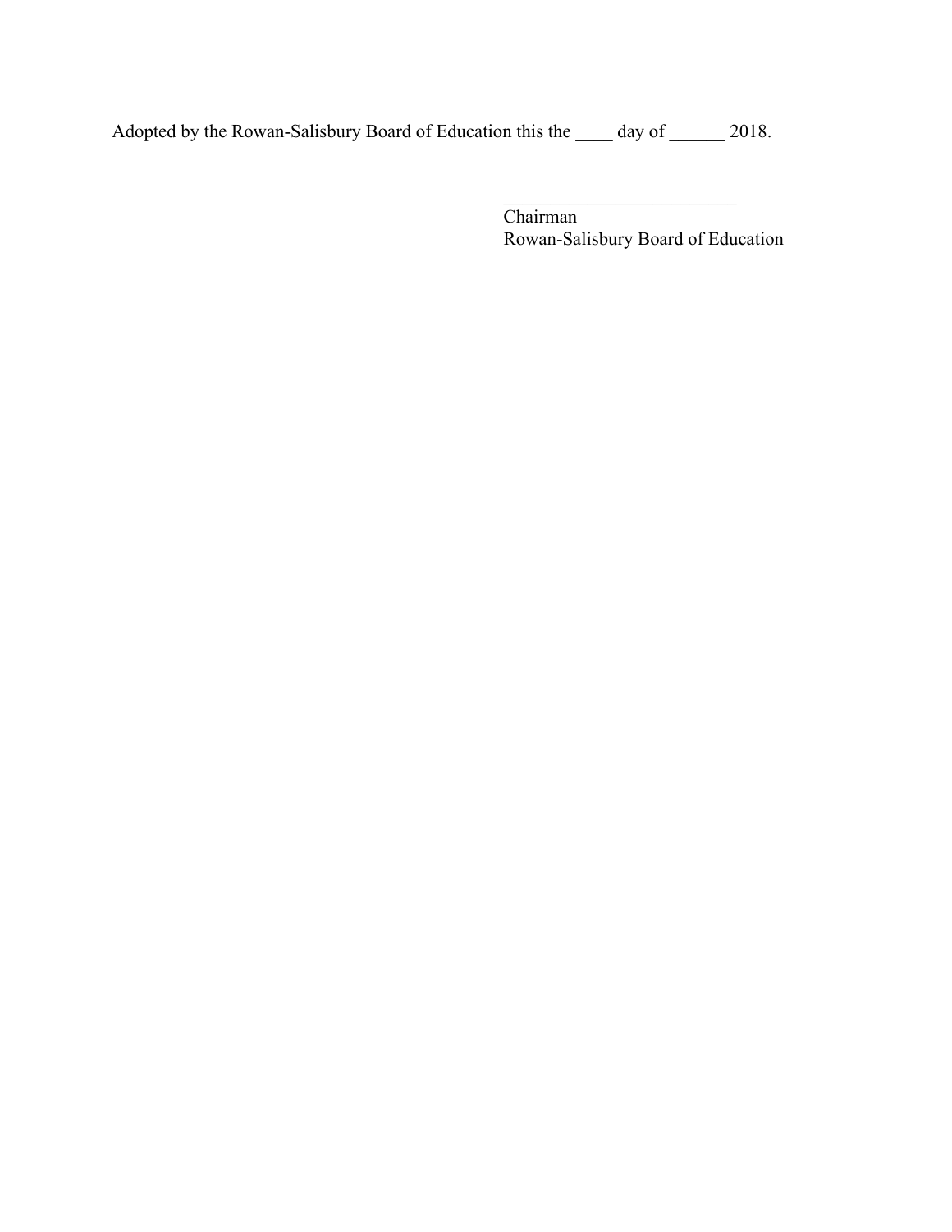Adopted by the Rowan-Salisbury Board of Education this the ____ day of ______ 2018.

_________________________
Chairman
Rowan-Salisbury Board of Education